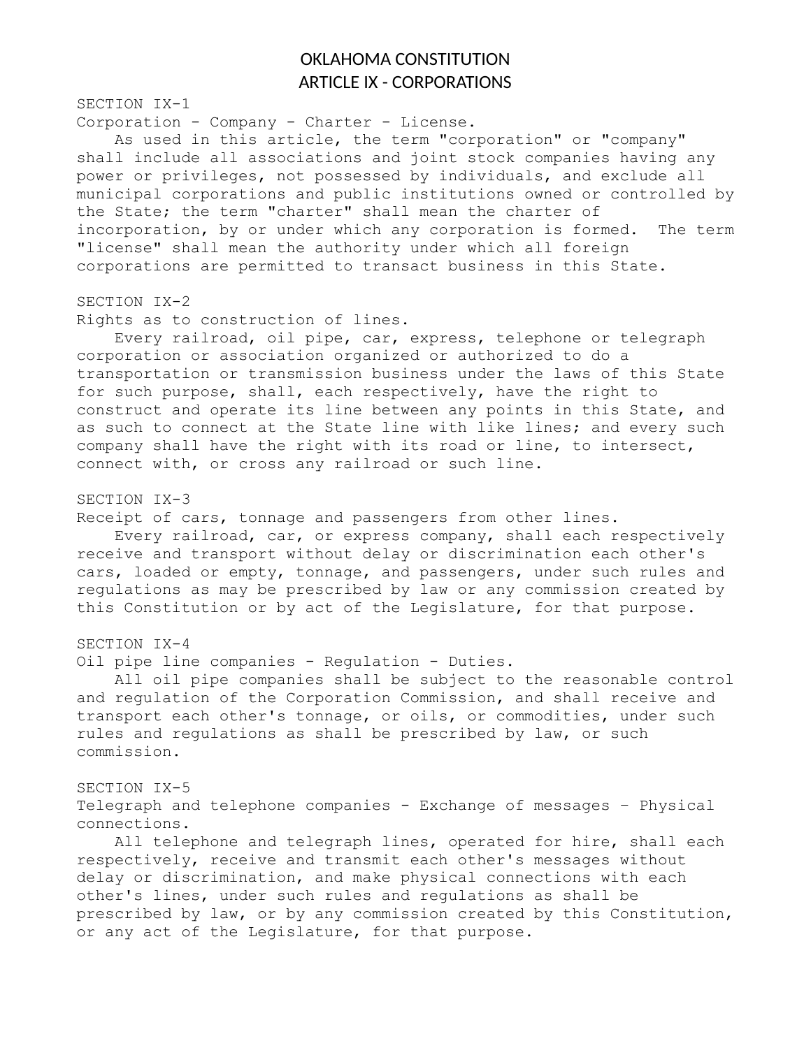# OKLAHOMA CONSTITUTION
# ARTICLE IX - CORPORATIONS

SECTION IX-1

Corporation - Company - Charter - License.

As used in this article, the term "corporation" or "company" shall include all associations and joint stock companies having any power or privileges, not possessed by individuals, and exclude all municipal corporations and public institutions owned or controlled by the State; the term "charter" shall mean the charter of incorporation, by or under which any corporation is formed. The term "license" shall mean the authority under which all foreign corporations are permitted to transact business in this State.

SECTION IX-2

Rights as to construction of lines.

Every railroad, oil pipe, car, express, telephone or telegraph corporation or association organized or authorized to do a transportation or transmission business under the laws of this State for such purpose, shall, each respectively, have the right to construct and operate its line between any points in this State, and as such to connect at the State line with like lines; and every such company shall have the right with its road or line, to intersect, connect with, or cross any railroad or such line.

SECTION IX-3

Receipt of cars, tonnage and passengers from other lines.

Every railroad, car, or express company, shall each respectively receive and transport without delay or discrimination each other's cars, loaded or empty, tonnage, and passengers, under such rules and regulations as may be prescribed by law or any commission created by this Constitution or by act of the Legislature, for that purpose.

SECTION IX-4

Oil pipe line companies - Regulation - Duties.

All oil pipe companies shall be subject to the reasonable control and regulation of the Corporation Commission, and shall receive and transport each other's tonnage, or oils, or commodities, under such rules and regulations as shall be prescribed by law, or such commission.

SECTION IX-5

Telegraph and telephone companies - Exchange of messages – Physical connections.

All telephone and telegraph lines, operated for hire, shall each respectively, receive and transmit each other's messages without delay or discrimination, and make physical connections with each other's lines, under such rules and regulations as shall be prescribed by law, or by any commission created by this Constitution, or any act of the Legislature, for that purpose.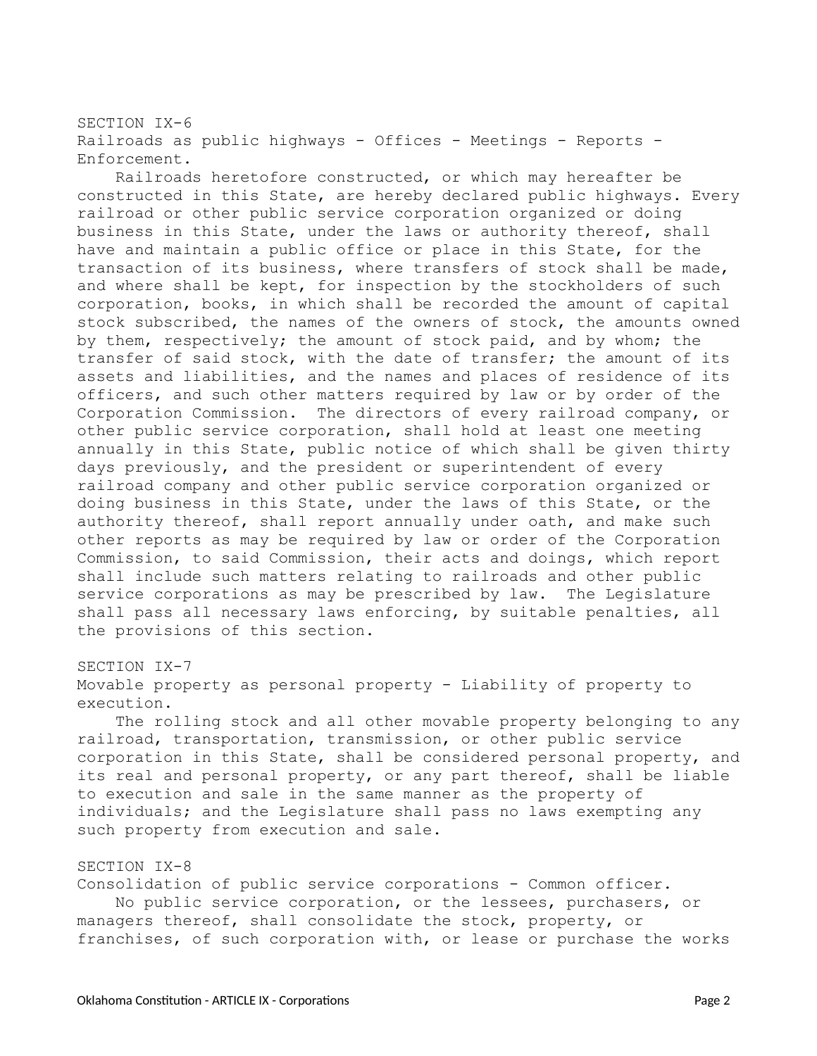## SECTION IX-6

### Railroads as public highways - Offices - Meetings - Reports - Enforcement.

Railroads heretofore constructed, or which may hereafter be constructed in this State, are hereby declared public highways. Every railroad or other public service corporation organized or doing business in this State, under the laws or authority thereof, shall have and maintain a public office or place in this State, for the transaction of its business, where transfers of stock shall be made, and where shall be kept, for inspection by the stockholders of such corporation, books, in which shall be recorded the amount of capital stock subscribed, the names of the owners of stock, the amounts owned by them, respectively; the amount of stock paid, and by whom; the transfer of said stock, with the date of transfer; the amount of its assets and liabilities, and the names and places of residence of its officers, and such other matters required by law or by order of the Corporation Commission. The directors of every railroad company, or other public service corporation, shall hold at least one meeting annually in this State, public notice of which shall be given thirty days previously, and the president or superintendent of every railroad company and other public service corporation organized or doing business in this State, under the laws of this State, or the authority thereof, shall report annually under oath, and make such other reports as may be required by law or order of the Corporation Commission, to said Commission, their acts and doings, which report shall include such matters relating to railroads and other public service corporations as may be prescribed by law. The Legislature shall pass all necessary laws enforcing, by suitable penalties, all the provisions of this section.

## SECTION IX-7

### Movable property as personal property - Liability of property to execution.

The rolling stock and all other movable property belonging to any railroad, transportation, transmission, or other public service corporation in this State, shall be considered personal property, and its real and personal property, or any part thereof, shall be liable to execution and sale in the same manner as the property of individuals; and the Legislature shall pass no laws exempting any such property from execution and sale.

## SECTION IX-8

### Consolidation of public service corporations - Common officer.

No public service corporation, or the lessees, purchasers, or managers thereof, shall consolidate the stock, property, or franchises, of such corporation with, or lease or purchase the works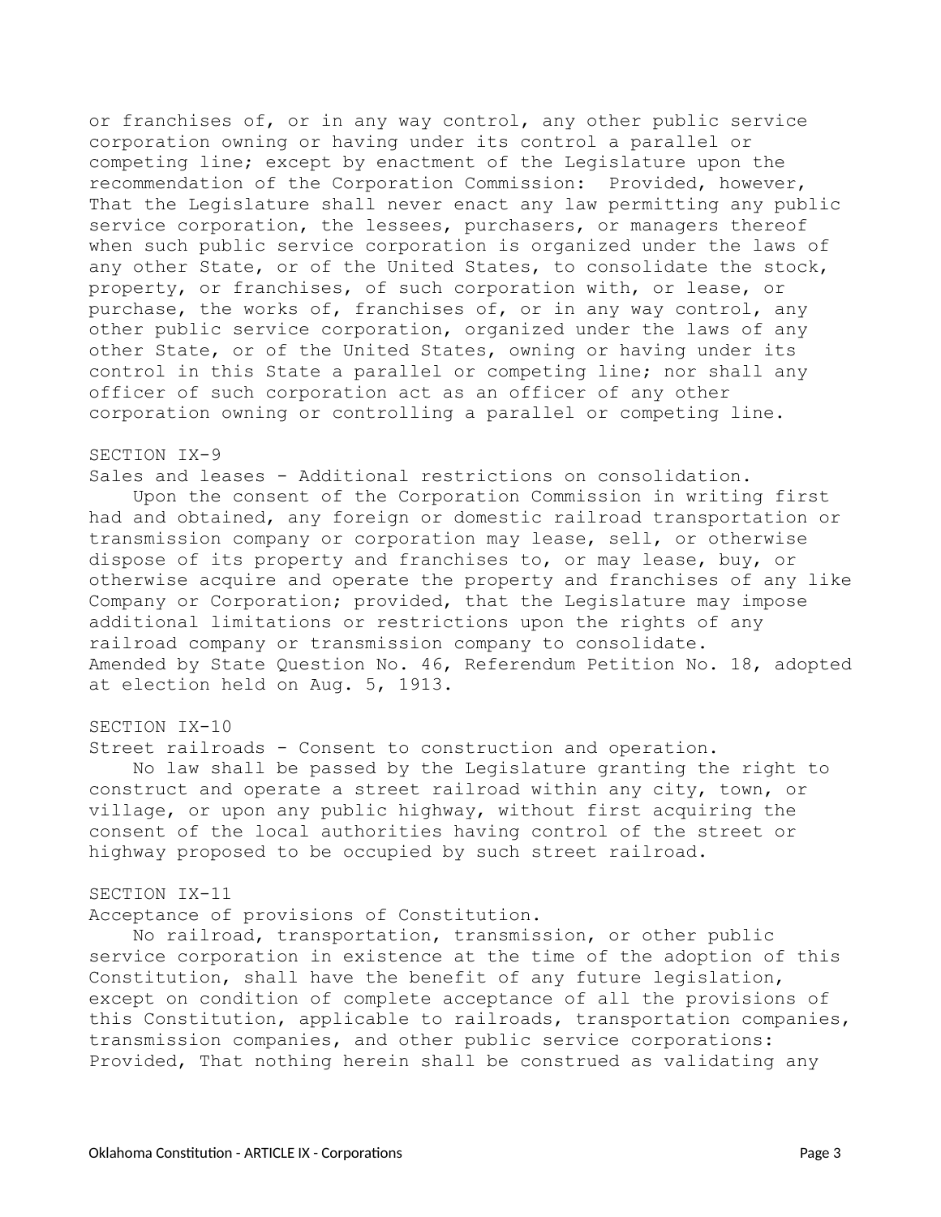or franchises of, or in any way control, any other public service corporation owning or having under its control a parallel or competing line; except by enactment of the Legislature upon the recommendation of the Corporation Commission: Provided, however, That the Legislature shall never enact any law permitting any public service corporation, the lessees, purchasers, or managers thereof when such public service corporation is organized under the laws of any other State, or of the United States, to consolidate the stock, property, or franchises, of such corporation with, or lease, or purchase, the works of, franchises of, or in any way control, any other public service corporation, organized under the laws of any other State, or of the United States, owning or having under its control in this State a parallel or competing line; nor shall any officer of such corporation act as an officer of any other corporation owning or controlling a parallel or competing line.

## SECTION IX-9

Sales and leases - Additional restrictions on consolidation.

Upon the consent of the Corporation Commission in writing first had and obtained, any foreign or domestic railroad transportation or transmission company or corporation may lease, sell, or otherwise dispose of its property and franchises to, or may lease, buy, or otherwise acquire and operate the property and franchises of any like Company or Corporation; provided, that the Legislature may impose additional limitations or restrictions upon the rights of any railroad company or transmission company to consolidate.

Amended by State Question No. 46, Referendum Petition No. 18, adopted at election held on Aug. 5, 1913.

## SECTION IX-10

Street railroads - Consent to construction and operation.

No law shall be passed by the Legislature granting the right to construct and operate a street railroad within any city, town, or village, or upon any public highway, without first acquiring the consent of the local authorities having control of the street or highway proposed to be occupied by such street railroad.

## SECTION IX-11

Acceptance of provisions of Constitution.

No railroad, transportation, transmission, or other public service corporation in existence at the time of the adoption of this Constitution, shall have the benefit of any future legislation, except on condition of complete acceptance of all the provisions of this Constitution, applicable to railroads, transportation companies, transmission companies, and other public service corporations: Provided, That nothing herein shall be construed as validating any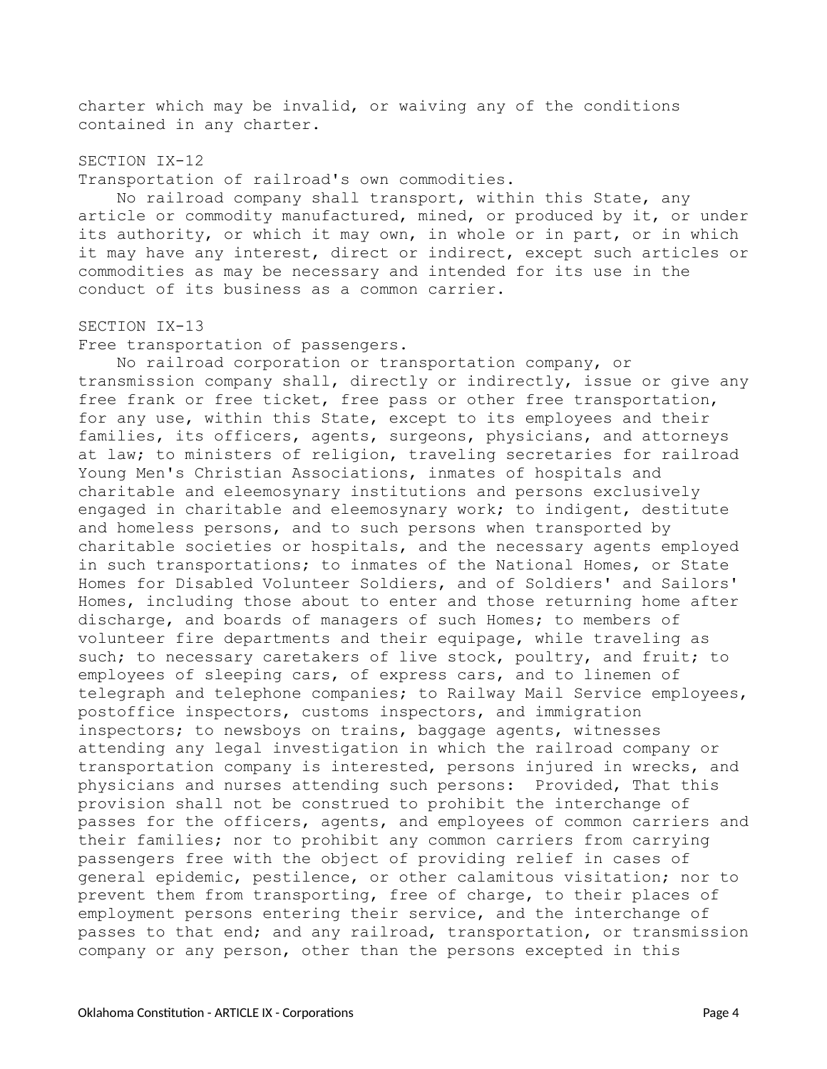charter which may be invalid, or waiving any of the conditions contained in any charter.

## SECTION IX-12

Transportation of railroad's own commodities.

No railroad company shall transport, within this State, any article or commodity manufactured, mined, or produced by it, or under its authority, or which it may own, in whole or in part, or in which it may have any interest, direct or indirect, except such articles or commodities as may be necessary and intended for its use in the conduct of its business as a common carrier.

## SECTION IX-13

Free transportation of passengers.

No railroad corporation or transportation company, or transmission company shall, directly or indirectly, issue or give any free frank or free ticket, free pass or other free transportation, for any use, within this State, except to its employees and their families, its officers, agents, surgeons, physicians, and attorneys at law; to ministers of religion, traveling secretaries for railroad Young Men's Christian Associations, inmates of hospitals and charitable and eleemosynary institutions and persons exclusively engaged in charitable and eleemosynary work; to indigent, destitute and homeless persons, and to such persons when transported by charitable societies or hospitals, and the necessary agents employed in such transportations; to inmates of the National Homes, or State Homes for Disabled Volunteer Soldiers, and of Soldiers' and Sailors' Homes, including those about to enter and those returning home after discharge, and boards of managers of such Homes; to members of volunteer fire departments and their equipage, while traveling as such; to necessary caretakers of live stock, poultry, and fruit; to employees of sleeping cars, of express cars, and to linemen of telegraph and telephone companies; to Railway Mail Service employees, postoffice inspectors, customs inspectors, and immigration inspectors; to newsboys on trains, baggage agents, witnesses attending any legal investigation in which the railroad company or transportation company is interested, persons injured in wrecks, and physicians and nurses attending such persons: Provided, That this provision shall not be construed to prohibit the interchange of passes for the officers, agents, and employees of common carriers and their families; nor to prohibit any common carriers from carrying passengers free with the object of providing relief in cases of general epidemic, pestilence, or other calamitous visitation; nor to prevent them from transporting, free of charge, to their places of employment persons entering their service, and the interchange of passes to that end; and any railroad, transportation, or transmission company or any person, other than the persons excepted in this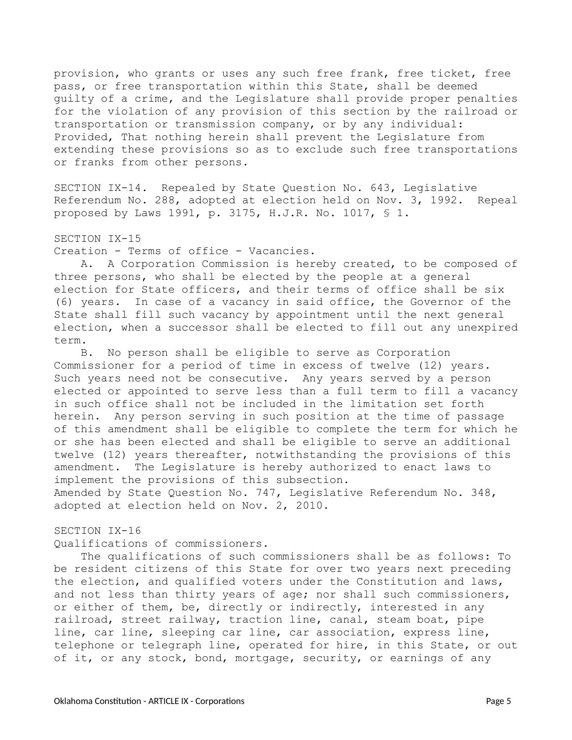provision, who grants or uses any such free frank, free ticket, free pass, or free transportation within this State, shall be deemed guilty of a crime, and the Legislature shall provide proper penalties for the violation of any provision of this section by the railroad or transportation or transmission company, or by any individual: Provided, That nothing herein shall prevent the Legislature from extending these provisions so as to exclude such free transportations or franks from other persons.

SECTION IX-14. Repealed by State Question No. 643, Legislative Referendum No. 288, adopted at election held on Nov. 3, 1992. Repeal proposed by Laws 1991, p. 3175, H.J.R. No. 1017, § 1.

SECTION IX-15

Creation - Terms of office - Vacancies.

A. A Corporation Commission is hereby created, to be composed of three persons, who shall be elected by the people at a general election for State officers, and their terms of office shall be six (6) years. In case of a vacancy in said office, the Governor of the State shall fill such vacancy by appointment until the next general election, when a successor shall be elected to fill out any unexpired term.

B. No person shall be eligible to serve as Corporation Commissioner for a period of time in excess of twelve (12) years. Such years need not be consecutive. Any years served by a person elected or appointed to serve less than a full term to fill a vacancy in such office shall not be included in the limitation set forth herein. Any person serving in such position at the time of passage of this amendment shall be eligible to complete the term for which he or she has been elected and shall be eligible to serve an additional twelve (12) years thereafter, notwithstanding the provisions of this amendment. The Legislature is hereby authorized to enact laws to implement the provisions of this subsection.

Amended by State Question No. 747, Legislative Referendum No. 348, adopted at election held on Nov. 2, 2010.

SECTION IX-16

Qualifications of commissioners.

The qualifications of such commissioners shall be as follows: To be resident citizens of this State for over two years next preceding the election, and qualified voters under the Constitution and laws, and not less than thirty years of age; nor shall such commissioners, or either of them, be, directly or indirectly, interested in any railroad, street railway, traction line, canal, steam boat, pipe line, car line, sleeping car line, car association, express line, telephone or telegraph line, operated for hire, in this State, or out of it, or any stock, bond, mortgage, security, or earnings of any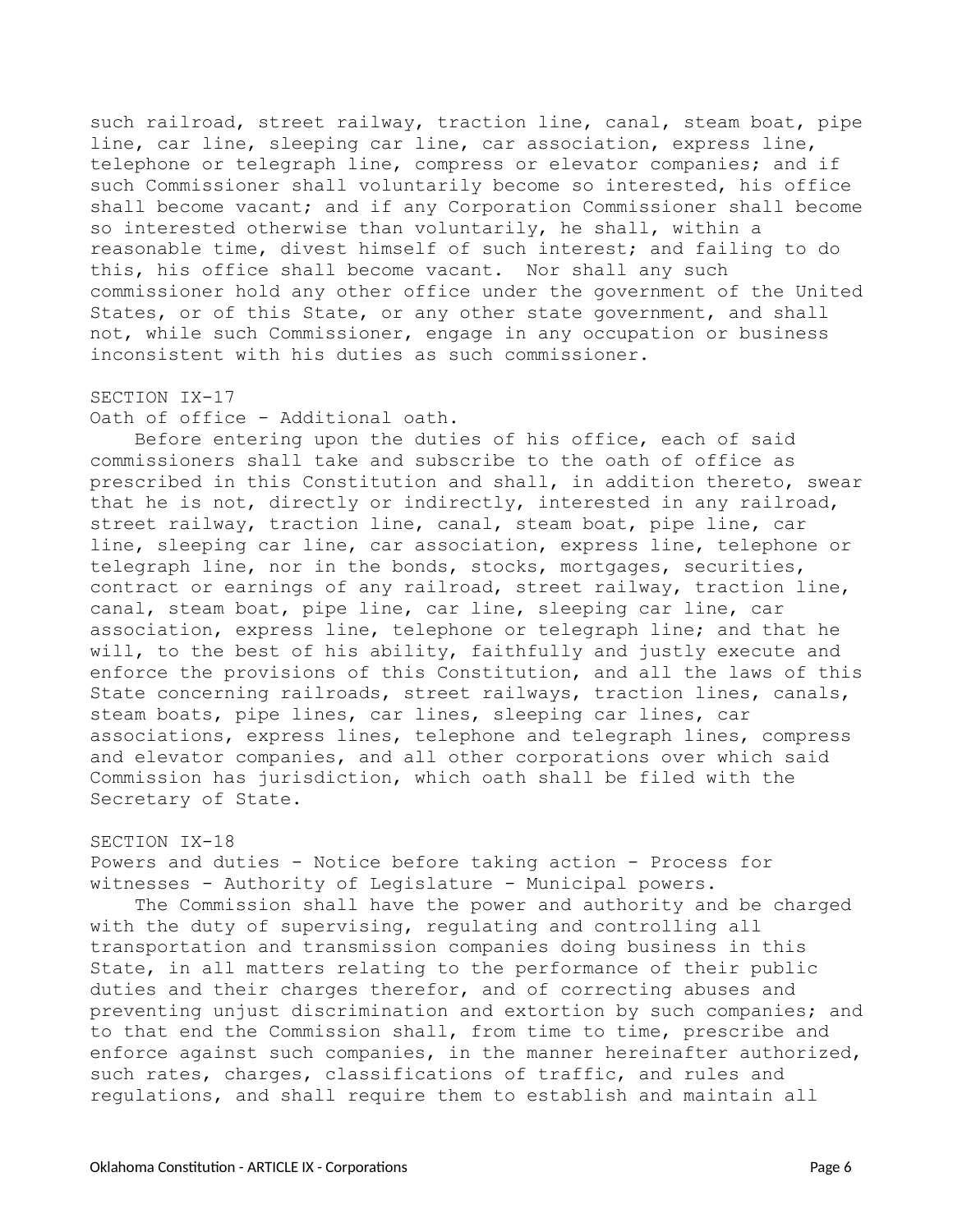such railroad, street railway, traction line, canal, steam boat, pipe line, car line, sleeping car line, car association, express line, telephone or telegraph line, compress or elevator companies; and if such Commissioner shall voluntarily become so interested, his office shall become vacant; and if any Corporation Commissioner shall become so interested otherwise than voluntarily, he shall, within a reasonable time, divest himself of such interest; and failing to do this, his office shall become vacant. Nor shall any such commissioner hold any other office under the government of the United States, or of this State, or any other state government, and shall not, while such Commissioner, engage in any occupation or business inconsistent with his duties as such commissioner.

SECTION IX-17

Oath of office - Additional oath.

Before entering upon the duties of his office, each of said commissioners shall take and subscribe to the oath of office as prescribed in this Constitution and shall, in addition thereto, swear that he is not, directly or indirectly, interested in any railroad, street railway, traction line, canal, steam boat, pipe line, car line, sleeping car line, car association, express line, telephone or telegraph line, nor in the bonds, stocks, mortgages, securities, contract or earnings of any railroad, street railway, traction line, canal, steam boat, pipe line, car line, sleeping car line, car association, express line, telephone or telegraph line; and that he will, to the best of his ability, faithfully and justly execute and enforce the provisions of this Constitution, and all the laws of this State concerning railroads, street railways, traction lines, canals, steam boats, pipe lines, car lines, sleeping car lines, car associations, express lines, telephone and telegraph lines, compress and elevator companies, and all other corporations over which said Commission has jurisdiction, which oath shall be filed with the Secretary of State.

SECTION IX-18

Powers and duties - Notice before taking action - Process for witnesses - Authority of Legislature - Municipal powers.

The Commission shall have the power and authority and be charged with the duty of supervising, regulating and controlling all transportation and transmission companies doing business in this State, in all matters relating to the performance of their public duties and their charges therefor, and of correcting abuses and preventing unjust discrimination and extortion by such companies; and to that end the Commission shall, from time to time, prescribe and enforce against such companies, in the manner hereinafter authorized, such rates, charges, classifications of traffic, and rules and regulations, and shall require them to establish and maintain all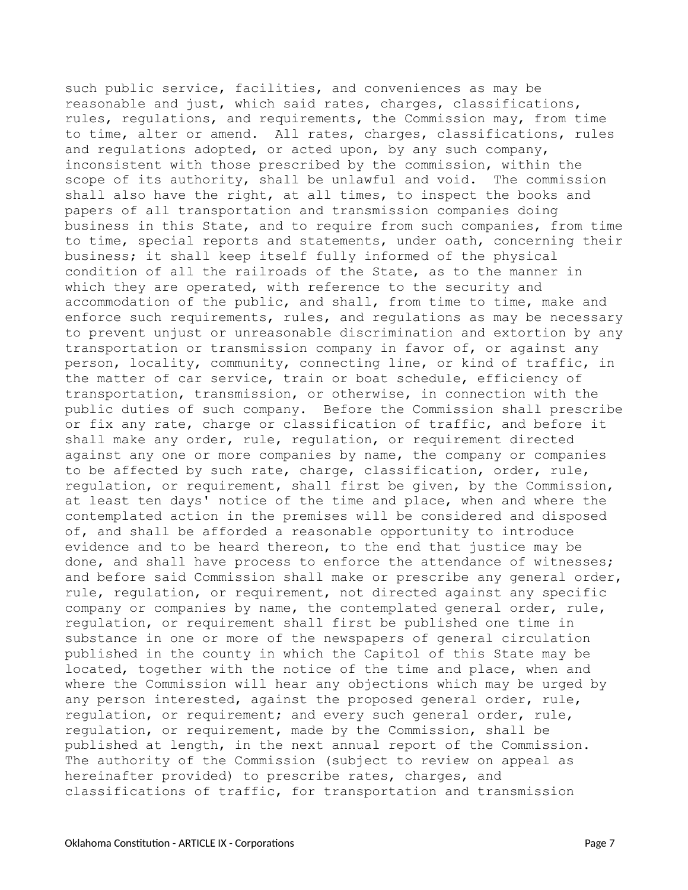such public service, facilities, and conveniences as may be reasonable and just, which said rates, charges, classifications, rules, regulations, and requirements, the Commission may, from time to time, alter or amend. All rates, charges, classifications, rules and regulations adopted, or acted upon, by any such company, inconsistent with those prescribed by the commission, within the scope of its authority, shall be unlawful and void. The commission shall also have the right, at all times, to inspect the books and papers of all transportation and transmission companies doing business in this State, and to require from such companies, from time to time, special reports and statements, under oath, concerning their business; it shall keep itself fully informed of the physical condition of all the railroads of the State, as to the manner in which they are operated, with reference to the security and accommodation of the public, and shall, from time to time, make and enforce such requirements, rules, and regulations as may be necessary to prevent unjust or unreasonable discrimination and extortion by any transportation or transmission company in favor of, or against any person, locality, community, connecting line, or kind of traffic, in the matter of car service, train or boat schedule, efficiency of transportation, transmission, or otherwise, in connection with the public duties of such company. Before the Commission shall prescribe or fix any rate, charge or classification of traffic, and before it shall make any order, rule, regulation, or requirement directed against any one or more companies by name, the company or companies to be affected by such rate, charge, classification, order, rule, regulation, or requirement, shall first be given, by the Commission, at least ten days' notice of the time and place, when and where the contemplated action in the premises will be considered and disposed of, and shall be afforded a reasonable opportunity to introduce evidence and to be heard thereon, to the end that justice may be done, and shall have process to enforce the attendance of witnesses; and before said Commission shall make or prescribe any general order, rule, regulation, or requirement, not directed against any specific company or companies by name, the contemplated general order, rule, regulation, or requirement shall first be published one time in substance in one or more of the newspapers of general circulation published in the county in which the Capitol of this State may be located, together with the notice of the time and place, when and where the Commission will hear any objections which may be urged by any person interested, against the proposed general order, rule, regulation, or requirement; and every such general order, rule, regulation, or requirement, made by the Commission, shall be published at length, in the next annual report of the Commission. The authority of the Commission (subject to review on appeal as hereinafter provided) to prescribe rates, charges, and classifications of traffic, for transportation and transmission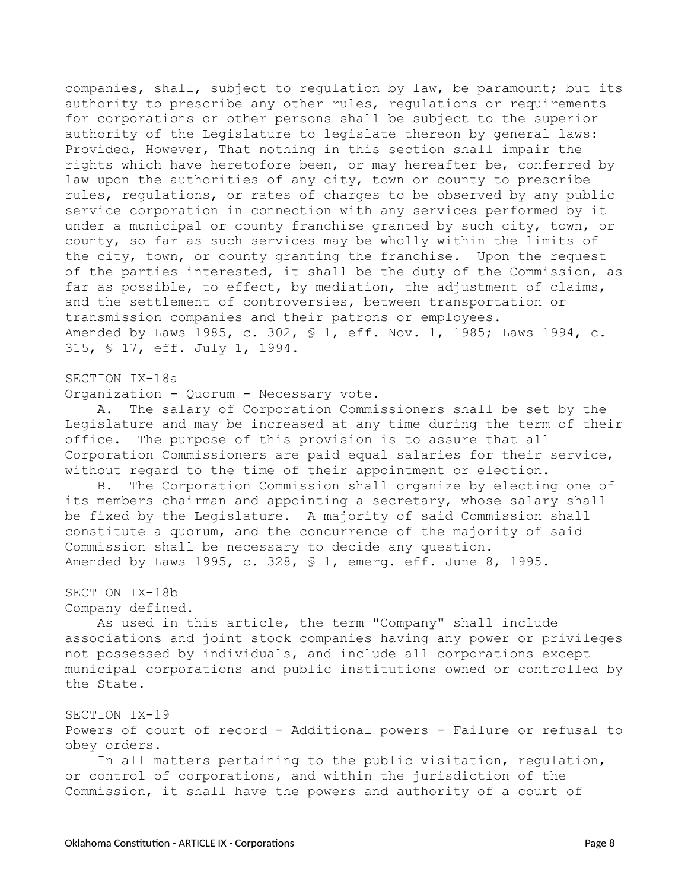companies, shall, subject to regulation by law, be paramount; but its authority to prescribe any other rules, regulations or requirements for corporations or other persons shall be subject to the superior authority of the Legislature to legislate thereon by general laws: Provided, However, That nothing in this section shall impair the rights which have heretofore been, or may hereafter be, conferred by law upon the authorities of any city, town or county to prescribe rules, regulations, or rates of charges to be observed by any public service corporation in connection with any services performed by it under a municipal or county franchise granted by such city, town, or county, so far as such services may be wholly within the limits of the city, town, or county granting the franchise. Upon the request of the parties interested, it shall be the duty of the Commission, as far as possible, to effect, by mediation, the adjustment of claims, and the settlement of controversies, between transportation or transmission companies and their patrons or employees.

Amended by Laws 1985, c. 302, § 1, eff. Nov. 1, 1985; Laws 1994, c. 315, § 17, eff. July 1, 1994.

## SECTION IX-18a

Organization - Quorum - Necessary vote.

A. The salary of Corporation Commissioners shall be set by the Legislature and may be increased at any time during the term of their office. The purpose of this provision is to assure that all Corporation Commissioners are paid equal salaries for their service, without regard to the time of their appointment or election.

B. The Corporation Commission shall organize by electing one of its members chairman and appointing a secretary, whose salary shall be fixed by the Legislature. A majority of said Commission shall constitute a quorum, and the concurrence of the majority of said Commission shall be necessary to decide any question.

Amended by Laws 1995, c. 328, § 1, emerg. eff. June 8, 1995.

## SECTION IX-18b

Company defined.

As used in this article, the term "Company" shall include associations and joint stock companies having any power or privileges not possessed by individuals, and include all corporations except municipal corporations and public institutions owned or controlled by the State.

## SECTION IX-19

Powers of court of record - Additional powers - Failure or refusal to obey orders.

In all matters pertaining to the public visitation, regulation, or control of corporations, and within the jurisdiction of the Commission, it shall have the powers and authority of a court of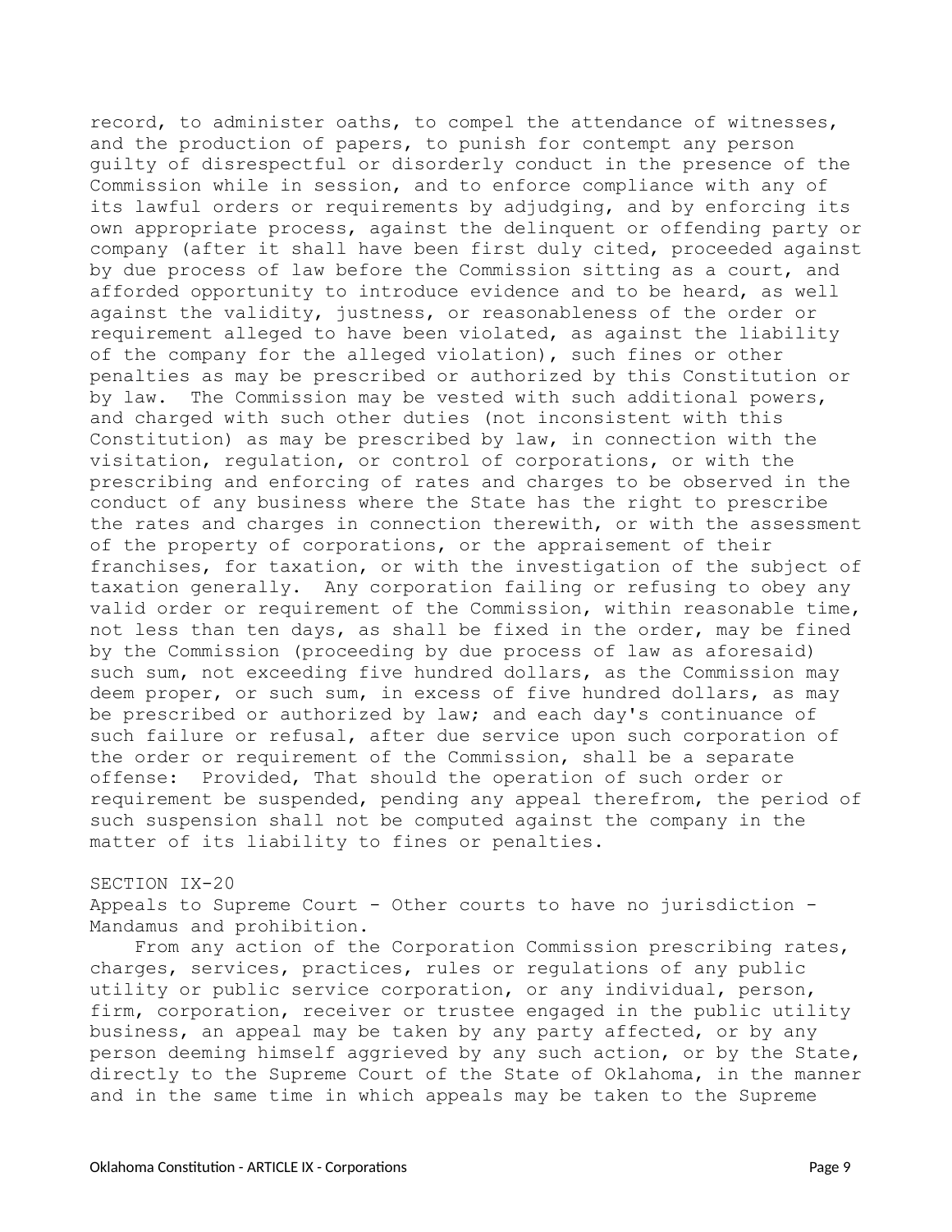record, to administer oaths, to compel the attendance of witnesses, and the production of papers, to punish for contempt any person guilty of disrespectful or disorderly conduct in the presence of the Commission while in session, and to enforce compliance with any of its lawful orders or requirements by adjudging, and by enforcing its own appropriate process, against the delinquent or offending party or company (after it shall have been first duly cited, proceeded against by due process of law before the Commission sitting as a court, and afforded opportunity to introduce evidence and to be heard, as well against the validity, justness, or reasonableness of the order or requirement alleged to have been violated, as against the liability of the company for the alleged violation), such fines or other penalties as may be prescribed or authorized by this Constitution or by law. The Commission may be vested with such additional powers, and charged with such other duties (not inconsistent with this Constitution) as may be prescribed by law, in connection with the visitation, regulation, or control of corporations, or with the prescribing and enforcing of rates and charges to be observed in the conduct of any business where the State has the right to prescribe the rates and charges in connection therewith, or with the assessment of the property of corporations, or the appraisement of their franchises, for taxation, or with the investigation of the subject of taxation generally. Any corporation failing or refusing to obey any valid order or requirement of the Commission, within reasonable time, not less than ten days, as shall be fixed in the order, may be fined by the Commission (proceeding by due process of law as aforesaid) such sum, not exceeding five hundred dollars, as the Commission may deem proper, or such sum, in excess of five hundred dollars, as may be prescribed or authorized by law; and each day's continuance of such failure or refusal, after due service upon such corporation of the order or requirement of the Commission, shall be a separate offense: Provided, That should the operation of such order or requirement be suspended, pending any appeal therefrom, the period of such suspension shall not be computed against the company in the matter of its liability to fines or penalties.

SECTION IX-20
Appeals to Supreme Court - Other courts to have no jurisdiction - Mandamus and prohibition.

From any action of the Corporation Commission prescribing rates, charges, services, practices, rules or regulations of any public utility or public service corporation, or any individual, person, firm, corporation, receiver or trustee engaged in the public utility business, an appeal may be taken by any party affected, or by any person deeming himself aggrieved by any such action, or by the State, directly to the Supreme Court of the State of Oklahoma, in the manner and in the same time in which appeals may be taken to the Supreme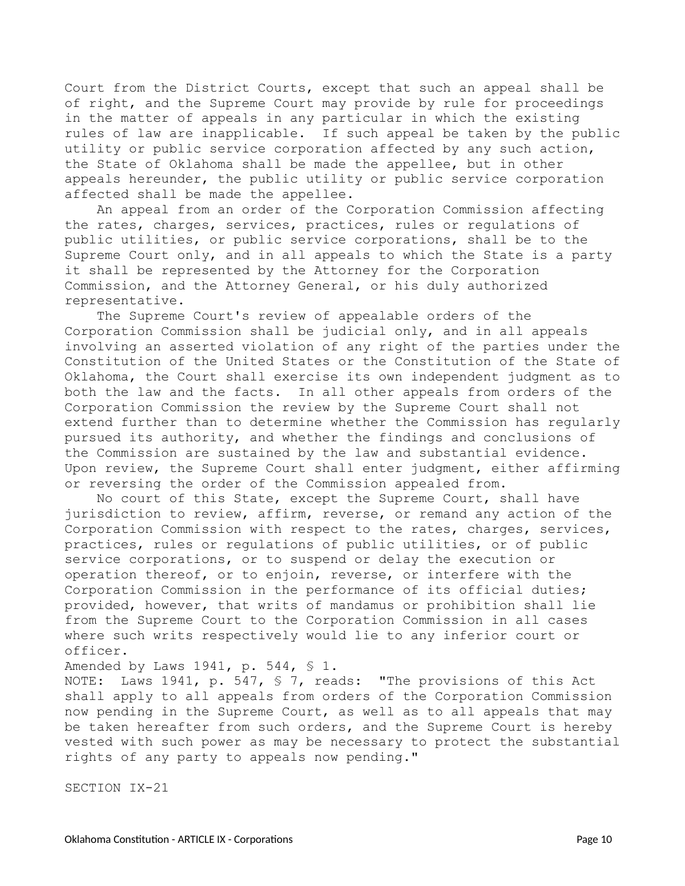Court from the District Courts, except that such an appeal shall be of right, and the Supreme Court may provide by rule for proceedings in the matter of appeals in any particular in which the existing rules of law are inapplicable. If such appeal be taken by the public utility or public service corporation affected by any such action, the State of Oklahoma shall be made the appellee, but in other appeals hereunder, the public utility or public service corporation affected shall be made the appellee.

An appeal from an order of the Corporation Commission affecting the rates, charges, services, practices, rules or regulations of public utilities, or public service corporations, shall be to the Supreme Court only, and in all appeals to which the State is a party it shall be represented by the Attorney for the Corporation Commission, and the Attorney General, or his duly authorized representative.

The Supreme Court's review of appealable orders of the Corporation Commission shall be judicial only, and in all appeals involving an asserted violation of any right of the parties under the Constitution of the United States or the Constitution of the State of Oklahoma, the Court shall exercise its own independent judgment as to both the law and the facts. In all other appeals from orders of the Corporation Commission the review by the Supreme Court shall not extend further than to determine whether the Commission has regularly pursued its authority, and whether the findings and conclusions of the Commission are sustained by the law and substantial evidence. Upon review, the Supreme Court shall enter judgment, either affirming or reversing the order of the Commission appealed from.

No court of this State, except the Supreme Court, shall have jurisdiction to review, affirm, reverse, or remand any action of the Corporation Commission with respect to the rates, charges, services, practices, rules or regulations of public utilities, or of public service corporations, or to suspend or delay the execution or operation thereof, or to enjoin, reverse, or interfere with the Corporation Commission in the performance of its official duties; provided, however, that writs of mandamus or prohibition shall lie from the Supreme Court to the Corporation Commission in all cases where such writs respectively would lie to any inferior court or officer.

Amended by Laws 1941, p. 544, § 1.

NOTE: Laws 1941, p. 547, § 7, reads: "The provisions of this Act shall apply to all appeals from orders of the Corporation Commission now pending in the Supreme Court, as well as to all appeals that may be taken hereafter from such orders, and the Supreme Court is hereby vested with such power as may be necessary to protect the substantial rights of any party to appeals now pending."

SECTION IX-21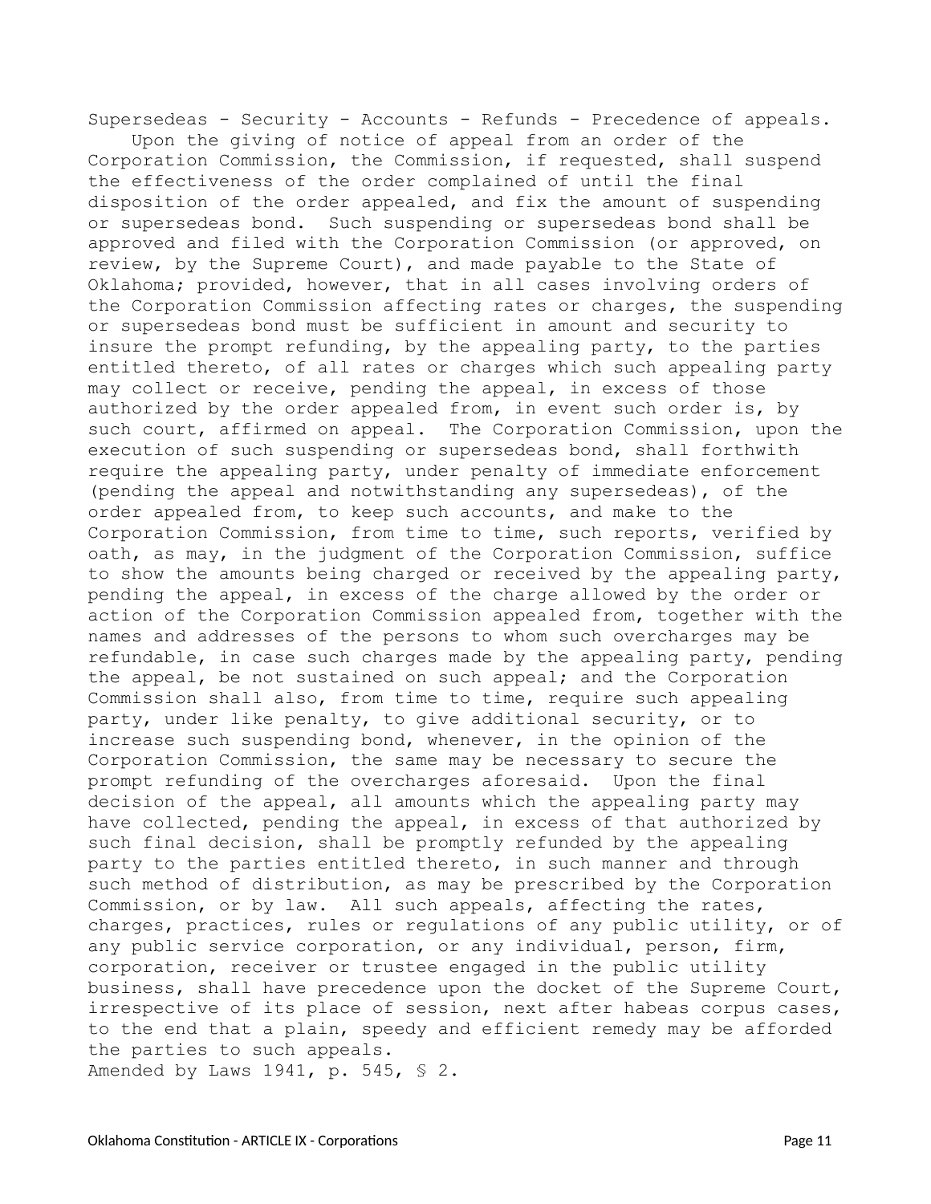Supersedeas - Security - Accounts - Refunds - Precedence of appeals.

Upon the giving of notice of appeal from an order of the Corporation Commission, the Commission, if requested, shall suspend the effectiveness of the order complained of until the final disposition of the order appealed, and fix the amount of suspending or supersedeas bond. Such suspending or supersedeas bond shall be approved and filed with the Corporation Commission (or approved, on review, by the Supreme Court), and made payable to the State of Oklahoma; provided, however, that in all cases involving orders of the Corporation Commission affecting rates or charges, the suspending or supersedeas bond must be sufficient in amount and security to insure the prompt refunding, by the appealing party, to the parties entitled thereto, of all rates or charges which such appealing party may collect or receive, pending the appeal, in excess of those authorized by the order appealed from, in event such order is, by such court, affirmed on appeal. The Corporation Commission, upon the execution of such suspending or supersedeas bond, shall forthwith require the appealing party, under penalty of immediate enforcement (pending the appeal and notwithstanding any supersedeas), of the order appealed from, to keep such accounts, and make to the Corporation Commission, from time to time, such reports, verified by oath, as may, in the judgment of the Corporation Commission, suffice to show the amounts being charged or received by the appealing party, pending the appeal, in excess of the charge allowed by the order or action of the Corporation Commission appealed from, together with the names and addresses of the persons to whom such overcharges may be refundable, in case such charges made by the appealing party, pending the appeal, be not sustained on such appeal; and the Corporation Commission shall also, from time to time, require such appealing party, under like penalty, to give additional security, or to increase such suspending bond, whenever, in the opinion of the Corporation Commission, the same may be necessary to secure the prompt refunding of the overcharges aforesaid. Upon the final decision of the appeal, all amounts which the appealing party may have collected, pending the appeal, in excess of that authorized by such final decision, shall be promptly refunded by the appealing party to the parties entitled thereto, in such manner and through such method of distribution, as may be prescribed by the Corporation Commission, or by law. All such appeals, affecting the rates, charges, practices, rules or regulations of any public utility, or of any public service corporation, or any individual, person, firm, corporation, receiver or trustee engaged in the public utility business, shall have precedence upon the docket of the Supreme Court, irrespective of its place of session, next after habeas corpus cases, to the end that a plain, speedy and efficient remedy may be afforded the parties to such appeals.

Amended by Laws 1941, p. 545, § 2.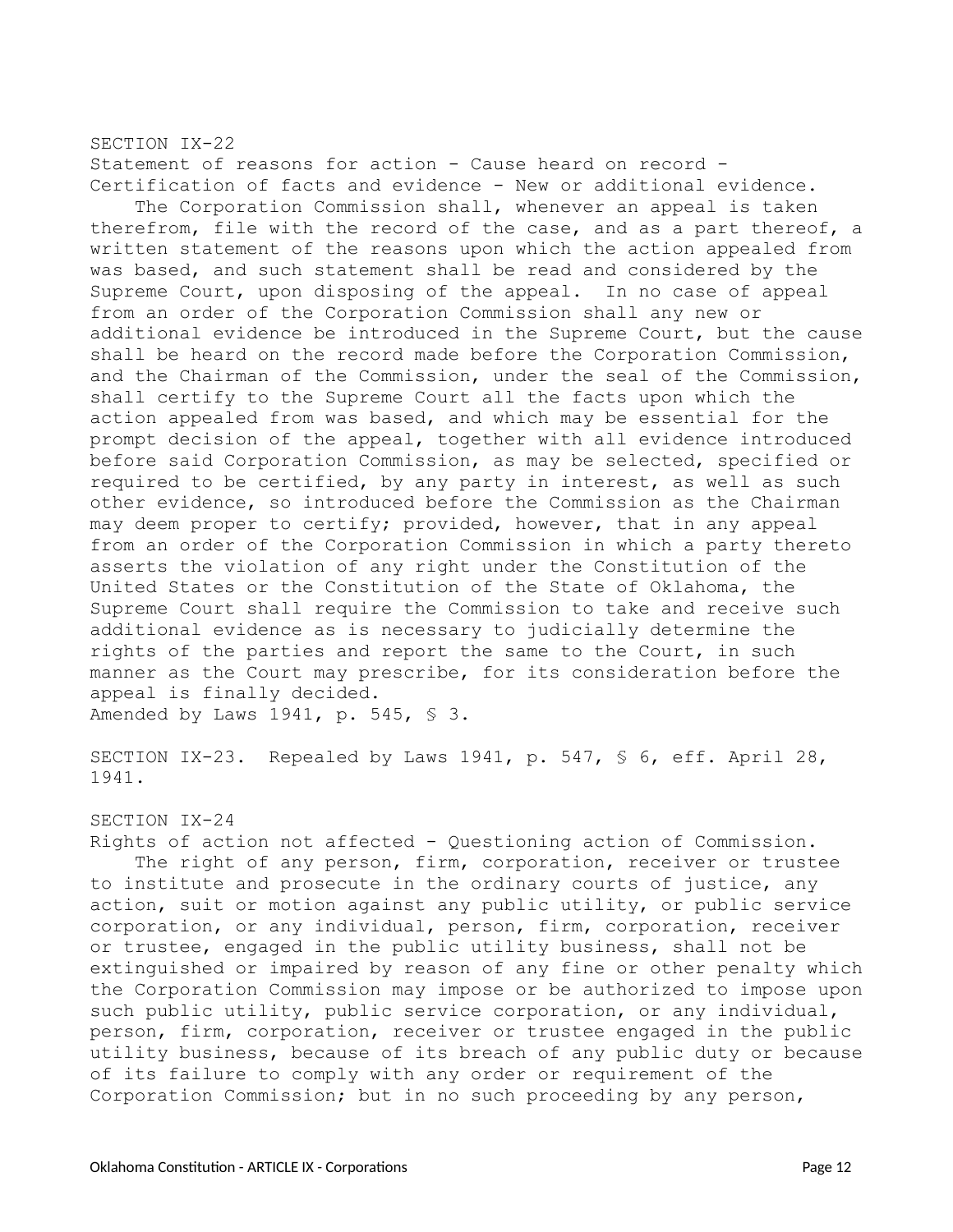## SECTION IX-22

Statement of reasons for action - Cause heard on record - Certification of facts and evidence - New or additional evidence.

The Corporation Commission shall, whenever an appeal is taken therefrom, file with the record of the case, and as a part thereof, a written statement of the reasons upon which the action appealed from was based, and such statement shall be read and considered by the Supreme Court, upon disposing of the appeal. In no case of appeal from an order of the Corporation Commission shall any new or additional evidence be introduced in the Supreme Court, but the cause shall be heard on the record made before the Corporation Commission, and the Chairman of the Commission, under the seal of the Commission, shall certify to the Supreme Court all the facts upon which the action appealed from was based, and which may be essential for the prompt decision of the appeal, together with all evidence introduced before said Corporation Commission, as may be selected, specified or required to be certified, by any party in interest, as well as such other evidence, so introduced before the Commission as the Chairman may deem proper to certify; provided, however, that in any appeal from an order of the Corporation Commission in which a party thereto asserts the violation of any right under the Constitution of the United States or the Constitution of the State of Oklahoma, the Supreme Court shall require the Commission to take and receive such additional evidence as is necessary to judicially determine the rights of the parties and report the same to the Court, in such manner as the Court may prescribe, for its consideration before the appeal is finally decided.

Amended by Laws 1941, p. 545, § 3.

## SECTION IX-23. Repealed by Laws 1941, p. 547, § 6, eff. April 28, 1941.

## SECTION IX-24

Rights of action not affected - Questioning action of Commission.

The right of any person, firm, corporation, receiver or trustee to institute and prosecute in the ordinary courts of justice, any action, suit or motion against any public utility, or public service corporation, or any individual, person, firm, corporation, receiver or trustee, engaged in the public utility business, shall not be extinguished or impaired by reason of any fine or other penalty which the Corporation Commission may impose or be authorized to impose upon such public utility, public service corporation, or any individual, person, firm, corporation, receiver or trustee engaged in the public utility business, because of its breach of any public duty or because of its failure to comply with any order or requirement of the Corporation Commission; but in no such proceeding by any person,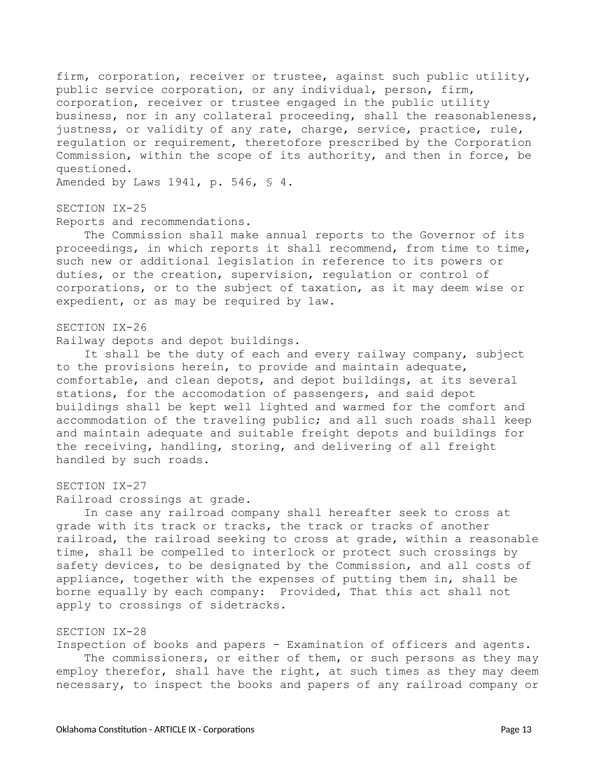firm, corporation, receiver or trustee, against such public utility, public service corporation, or any individual, person, firm, corporation, receiver or trustee engaged in the public utility business, nor in any collateral proceeding, shall the reasonableness, justness, or validity of any rate, charge, service, practice, rule, regulation or requirement, theretofore prescribed by the Corporation Commission, within the scope of its authority, and then in force, be questioned.

Amended by Laws 1941, p. 546, § 4.

## SECTION IX-25

Reports and recommendations.

The Commission shall make annual reports to the Governor of its proceedings, in which reports it shall recommend, from time to time, such new or additional legislation in reference to its powers or duties, or the creation, supervision, regulation or control of corporations, or to the subject of taxation, as it may deem wise or expedient, or as may be required by law.

## SECTION IX-26

Railway depots and depot buildings.

It shall be the duty of each and every railway company, subject to the provisions herein, to provide and maintain adequate, comfortable, and clean depots, and depot buildings, at its several stations, for the accomodation of passengers, and said depot buildings shall be kept well lighted and warmed for the comfort and accommodation of the traveling public; and all such roads shall keep and maintain adequate and suitable freight depots and buildings for the receiving, handling, storing, and delivering of all freight handled by such roads.

## SECTION IX-27

Railroad crossings at grade.

In case any railroad company shall hereafter seek to cross at grade with its track or tracks, the track or tracks of another railroad, the railroad seeking to cross at grade, within a reasonable time, shall be compelled to interlock or protect such crossings by safety devices, to be designated by the Commission, and all costs of appliance, together with the expenses of putting them in, shall be borne equally by each company: Provided, That this act shall not apply to crossings of sidetracks.

## SECTION IX-28

Inspection of books and papers - Examination of officers and agents.

The commissioners, or either of them, or such persons as they may employ therefor, shall have the right, at such times as they may deem necessary, to inspect the books and papers of any railroad company or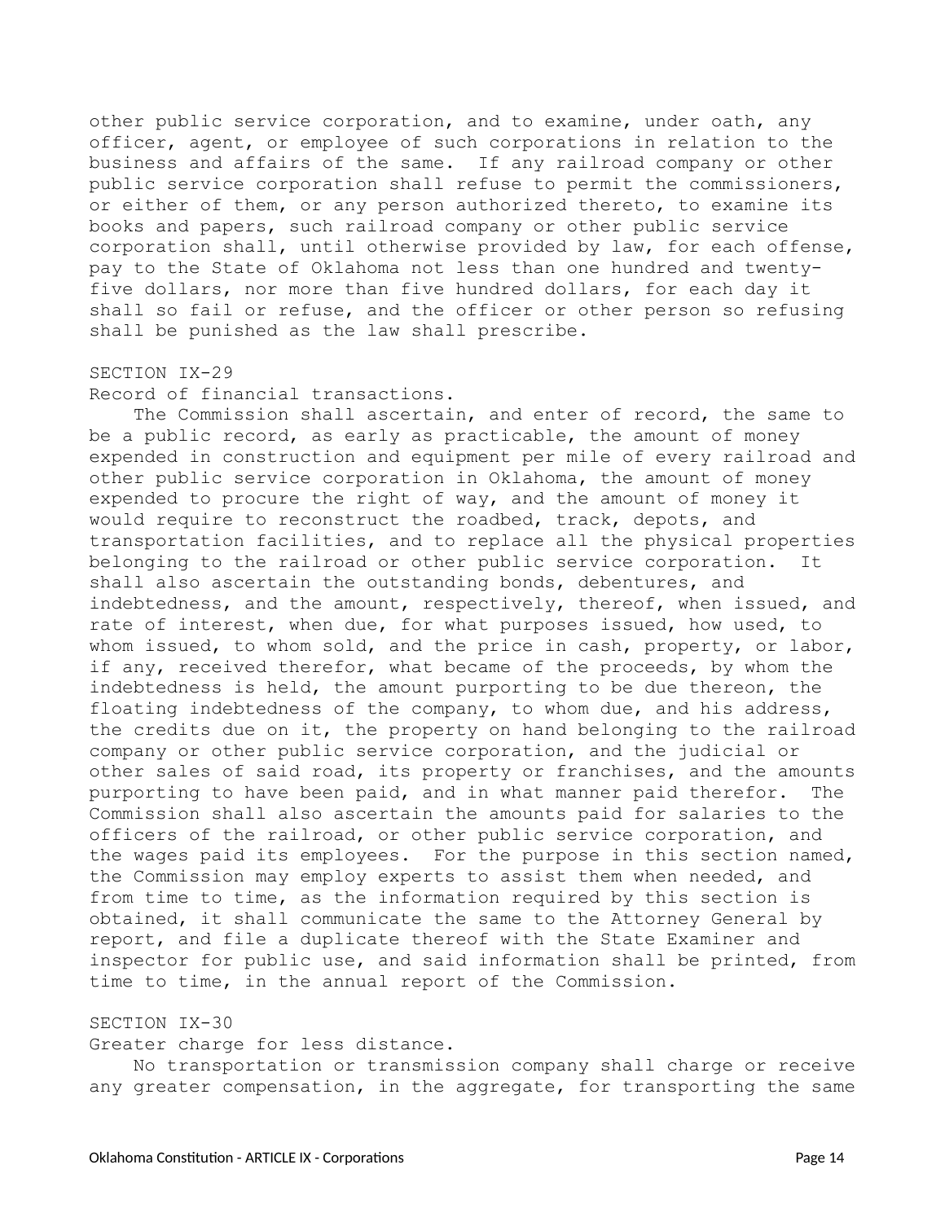other public service corporation, and to examine, under oath, any officer, agent, or employee of such corporations in relation to the business and affairs of the same. If any railroad company or other public service corporation shall refuse to permit the commissioners, or either of them, or any person authorized thereto, to examine its books and papers, such railroad company or other public service corporation shall, until otherwise provided by law, for each offense, pay to the State of Oklahoma not less than one hundred and twenty-five dollars, nor more than five hundred dollars, for each day it shall so fail or refuse, and the officer or other person so refusing shall be punished as the law shall prescribe.

SECTION IX-29

Record of financial transactions.

The Commission shall ascertain, and enter of record, the same to be a public record, as early as practicable, the amount of money expended in construction and equipment per mile of every railroad and other public service corporation in Oklahoma, the amount of money expended to procure the right of way, and the amount of money it would require to reconstruct the roadbed, track, depots, and transportation facilities, and to replace all the physical properties belonging to the railroad or other public service corporation. It shall also ascertain the outstanding bonds, debentures, and indebtedness, and the amount, respectively, thereof, when issued, and rate of interest, when due, for what purposes issued, how used, to whom issued, to whom sold, and the price in cash, property, or labor, if any, received therefor, what became of the proceeds, by whom the indebtedness is held, the amount purporting to be due thereon, the floating indebtedness of the company, to whom due, and his address, the credits due on it, the property on hand belonging to the railroad company or other public service corporation, and the judicial or other sales of said road, its property or franchises, and the amounts purporting to have been paid, and in what manner paid therefor. The Commission shall also ascertain the amounts paid for salaries to the officers of the railroad, or other public service corporation, and the wages paid its employees. For the purpose in this section named, the Commission may employ experts to assist them when needed, and from time to time, as the information required by this section is obtained, it shall communicate the same to the Attorney General by report, and file a duplicate thereof with the State Examiner and inspector for public use, and said information shall be printed, from time to time, in the annual report of the Commission.

SECTION IX-30

Greater charge for less distance.

No transportation or transmission company shall charge or receive any greater compensation, in the aggregate, for transporting the same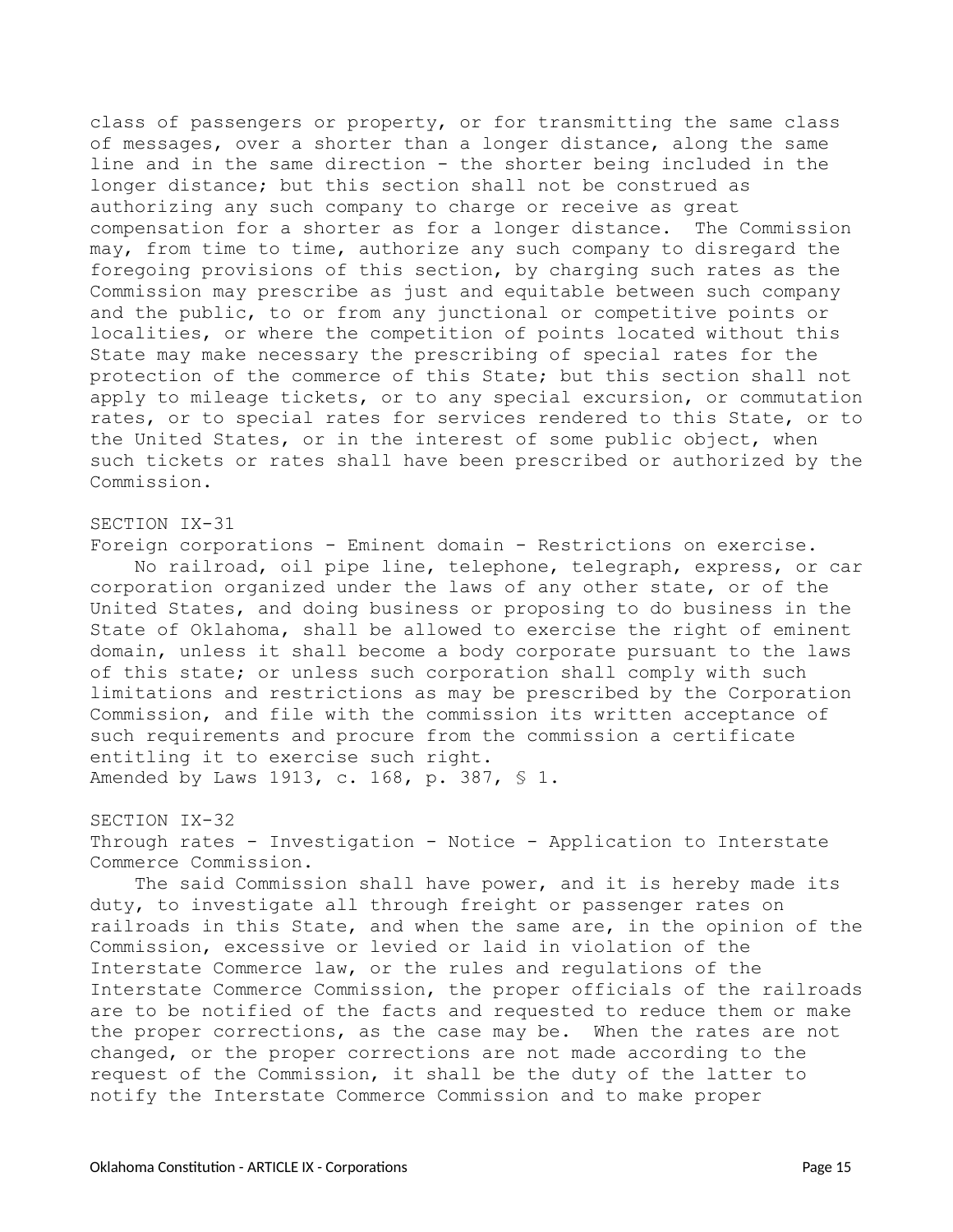class of passengers or property, or for transmitting the same class of messages, over a shorter than a longer distance, along the same line and in the same direction - the shorter being included in the longer distance; but this section shall not be construed as authorizing any such company to charge or receive as great compensation for a shorter as for a longer distance. The Commission may, from time to time, authorize any such company to disregard the foregoing provisions of this section, by charging such rates as the Commission may prescribe as just and equitable between such company and the public, to or from any junctional or competitive points or localities, or where the competition of points located without this State may make necessary the prescribing of special rates for the protection of the commerce of this State; but this section shall not apply to mileage tickets, or to any special excursion, or commutation rates, or to special rates for services rendered to this State, or to the United States, or in the interest of some public object, when such tickets or rates shall have been prescribed or authorized by the Commission.

SECTION IX-31

Foreign corporations - Eminent domain - Restrictions on exercise.

No railroad, oil pipe line, telephone, telegraph, express, or car corporation organized under the laws of any other state, or of the United States, and doing business or proposing to do business in the State of Oklahoma, shall be allowed to exercise the right of eminent domain, unless it shall become a body corporate pursuant to the laws of this state; or unless such corporation shall comply with such limitations and restrictions as may be prescribed by the Corporation Commission, and file with the commission its written acceptance of such requirements and procure from the commission a certificate entitling it to exercise such right.

Amended by Laws 1913, c. 168, p. 387, § 1.

SECTION IX-32

Through rates - Investigation - Notice - Application to Interstate Commerce Commission.

The said Commission shall have power, and it is hereby made its duty, to investigate all through freight or passenger rates on railroads in this State, and when the same are, in the opinion of the Commission, excessive or levied or laid in violation of the Interstate Commerce law, or the rules and regulations of the Interstate Commerce Commission, the proper officials of the railroads are to be notified of the facts and requested to reduce them or make the proper corrections, as the case may be. When the rates are not changed, or the proper corrections are not made according to the request of the Commission, it shall be the duty of the latter to notify the Interstate Commerce Commission and to make proper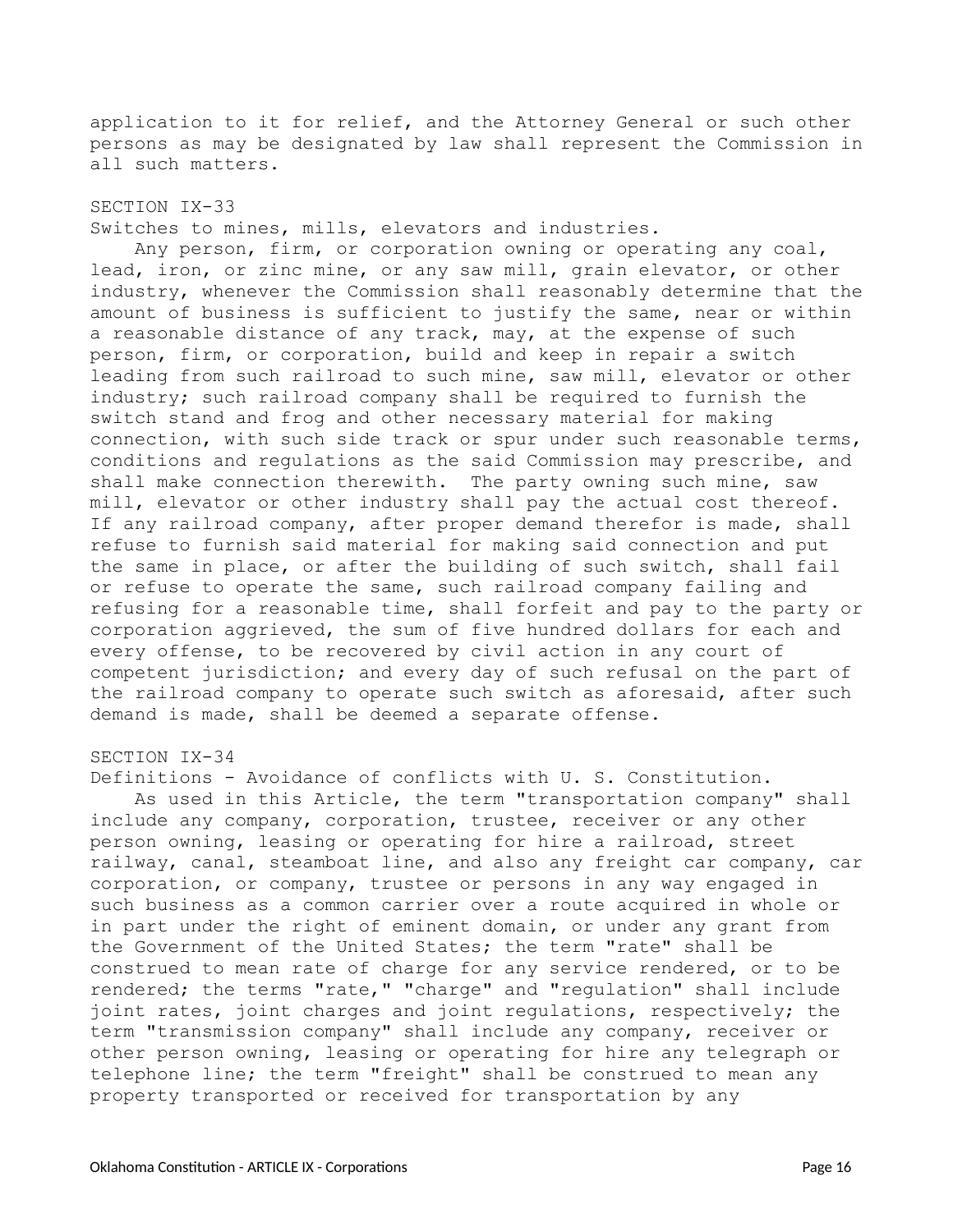application to it for relief, and the Attorney General or such other persons as may be designated by law shall represent the Commission in all such matters.

## SECTION IX-33

Switches to mines, mills, elevators and industries.

Any person, firm, or corporation owning or operating any coal, lead, iron, or zinc mine, or any saw mill, grain elevator, or other industry, whenever the Commission shall reasonably determine that the amount of business is sufficient to justify the same, near or within a reasonable distance of any track, may, at the expense of such person, firm, or corporation, build and keep in repair a switch leading from such railroad to such mine, saw mill, elevator or other industry; such railroad company shall be required to furnish the switch stand and frog and other necessary material for making connection, with such side track or spur under such reasonable terms, conditions and regulations as the said Commission may prescribe, and shall make connection therewith. The party owning such mine, saw mill, elevator or other industry shall pay the actual cost thereof. If any railroad company, after proper demand therefor is made, shall refuse to furnish said material for making said connection and put the same in place, or after the building of such switch, shall fail or refuse to operate the same, such railroad company failing and refusing for a reasonable time, shall forfeit and pay to the party or corporation aggrieved, the sum of five hundred dollars for each and every offense, to be recovered by civil action in any court of competent jurisdiction; and every day of such refusal on the part of the railroad company to operate such switch as aforesaid, after such demand is made, shall be deemed a separate offense.

## SECTION IX-34

Definitions - Avoidance of conflicts with U. S. Constitution.

As used in this Article, the term "transportation company" shall include any company, corporation, trustee, receiver or any other person owning, leasing or operating for hire a railroad, street railway, canal, steamboat line, and also any freight car company, car corporation, or company, trustee or persons in any way engaged in such business as a common carrier over a route acquired in whole or in part under the right of eminent domain, or under any grant from the Government of the United States; the term "rate" shall be construed to mean rate of charge for any service rendered, or to be rendered; the terms "rate," "charge" and "regulation" shall include joint rates, joint charges and joint regulations, respectively; the term "transmission company" shall include any company, receiver or other person owning, leasing or operating for hire any telegraph or telephone line; the term "freight" shall be construed to mean any property transported or received for transportation by any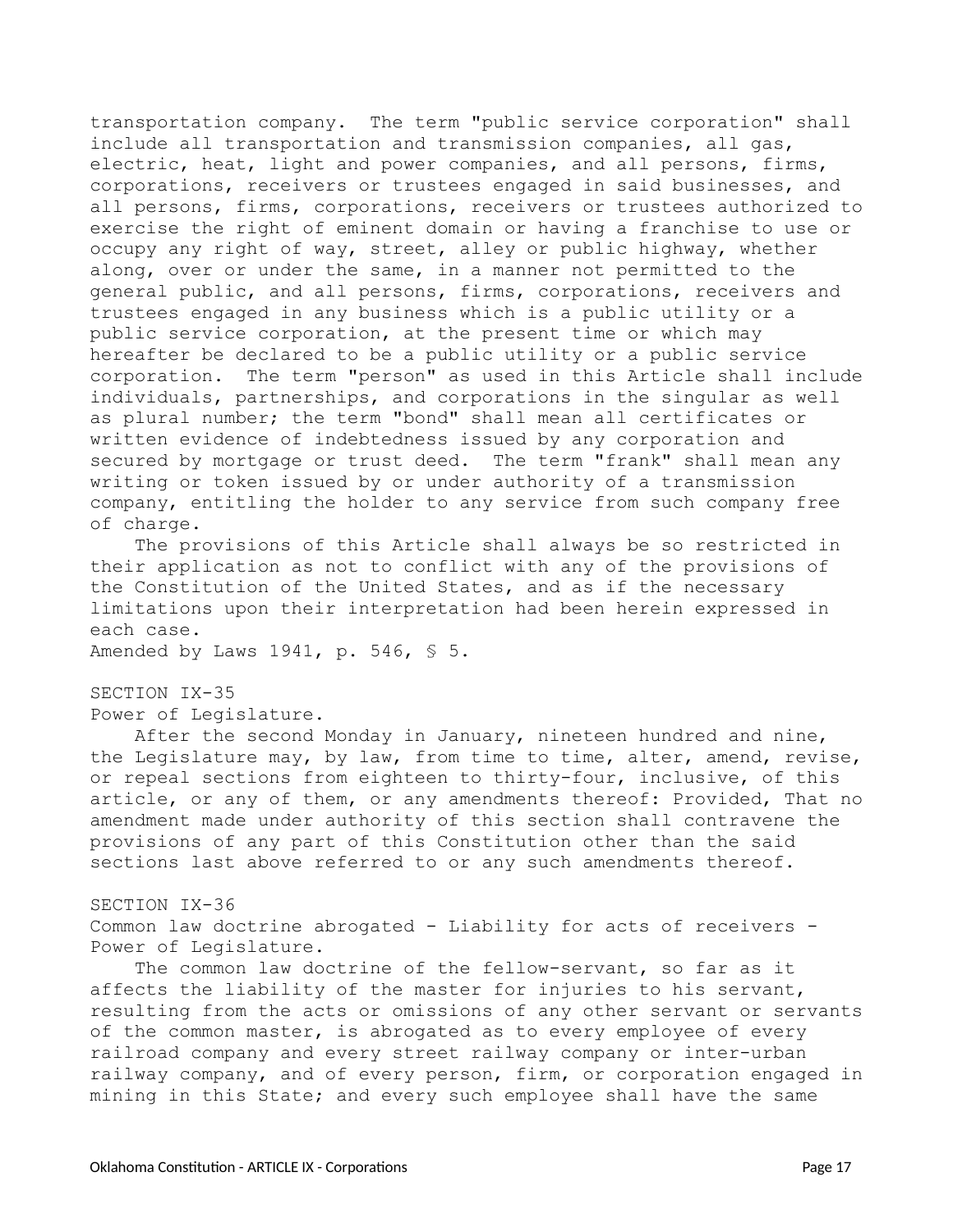transportation company. The term "public service corporation" shall include all transportation and transmission companies, all gas, electric, heat, light and power companies, and all persons, firms, corporations, receivers or trustees engaged in said businesses, and all persons, firms, corporations, receivers or trustees authorized to exercise the right of eminent domain or having a franchise to use or occupy any right of way, street, alley or public highway, whether along, over or under the same, in a manner not permitted to the general public, and all persons, firms, corporations, receivers and trustees engaged in any business which is a public utility or a public service corporation, at the present time or which may hereafter be declared to be a public utility or a public service corporation. The term "person" as used in this Article shall include individuals, partnerships, and corporations in the singular as well as plural number; the term "bond" shall mean all certificates or written evidence of indebtedness issued by any corporation and secured by mortgage or trust deed. The term "frank" shall mean any writing or token issued by or under authority of a transmission company, entitling the holder to any service from such company free of charge.

The provisions of this Article shall always be so restricted in their application as not to conflict with any of the provisions of the Constitution of the United States, and as if the necessary limitations upon their interpretation had been herein expressed in each case.

Amended by Laws 1941, p. 546, § 5.

SECTION IX-35

Power of Legislature.

After the second Monday in January, nineteen hundred and nine, the Legislature may, by law, from time to time, alter, amend, revise, or repeal sections from eighteen to thirty-four, inclusive, of this article, or any of them, or any amendments thereof: Provided, That no amendment made under authority of this section shall contravene the provisions of any part of this Constitution other than the said sections last above referred to or any such amendments thereof.

SECTION IX-36

Common law doctrine abrogated - Liability for acts of receivers - Power of Legislature.

The common law doctrine of the fellow-servant, so far as it affects the liability of the master for injuries to his servant, resulting from the acts or omissions of any other servant or servants of the common master, is abrogated as to every employee of every railroad company and every street railway company or inter-urban railway company, and of every person, firm, or corporation engaged in mining in this State; and every such employee shall have the same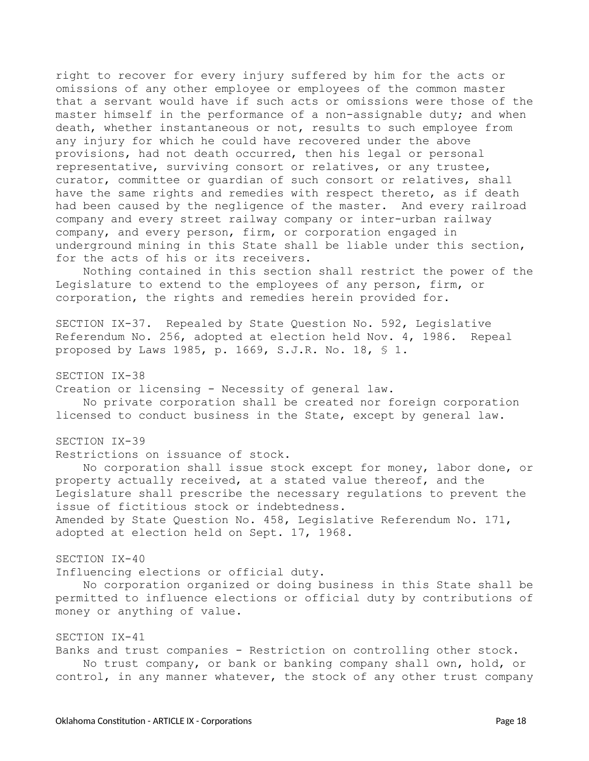right to recover for every injury suffered by him for the acts or omissions of any other employee or employees of the common master that a servant would have if such acts or omissions were those of the master himself in the performance of a non-assignable duty; and when death, whether instantaneous or not, results to such employee from any injury for which he could have recovered under the above provisions, had not death occurred, then his legal or personal representative, surviving consort or relatives, or any trustee, curator, committee or guardian of such consort or relatives, shall have the same rights and remedies with respect thereto, as if death had been caused by the negligence of the master. And every railroad company and every street railway company or inter-urban railway company, and every person, firm, or corporation engaged in underground mining in this State shall be liable under this section, for the acts of his or its receivers.

Nothing contained in this section shall restrict the power of the Legislature to extend to the employees of any person, firm, or corporation, the rights and remedies herein provided for.

SECTION IX-37. Repealed by State Question No. 592, Legislative Referendum No. 256, adopted at election held Nov. 4, 1986. Repeal proposed by Laws 1985, p. 1669, S.J.R. No. 18, § 1.

SECTION IX-38

Creation or licensing - Necessity of general law.

No private corporation shall be created nor foreign corporation licensed to conduct business in the State, except by general law.

SECTION IX-39

Restrictions on issuance of stock.

No corporation shall issue stock except for money, labor done, or property actually received, at a stated value thereof, and the Legislature shall prescribe the necessary regulations to prevent the issue of fictitious stock or indebtedness.

Amended by State Question No. 458, Legislative Referendum No. 171, adopted at election held on Sept. 17, 1968.

SECTION IX-40

Influencing elections or official duty.

No corporation organized or doing business in this State shall be permitted to influence elections or official duty by contributions of money or anything of value.

SECTION IX-41

Banks and trust companies - Restriction on controlling other stock.

No trust company, or bank or banking company shall own, hold, or control, in any manner whatever, the stock of any other trust company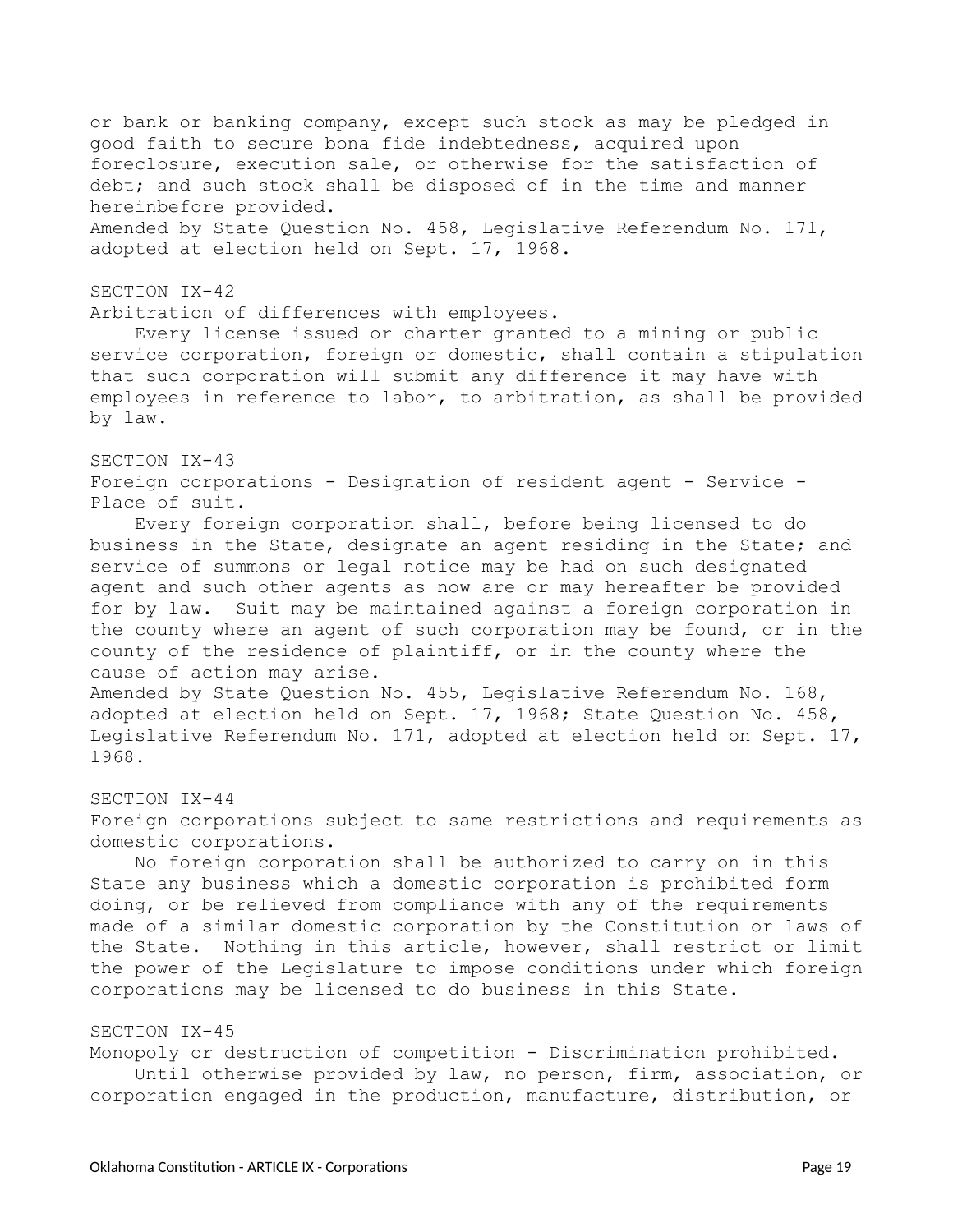or bank or banking company, except such stock as may be pledged in good faith to secure bona fide indebtedness, acquired upon foreclosure, execution sale, or otherwise for the satisfaction of debt; and such stock shall be disposed of in the time and manner hereinbefore provided.
Amended by State Question No. 458, Legislative Referendum No. 171, adopted at election held on Sept. 17, 1968.

## SECTION IX-42

Arbitration of differences with employees.

Every license issued or charter granted to a mining or public service corporation, foreign or domestic, shall contain a stipulation that such corporation will submit any difference it may have with employees in reference to labor, to arbitration, as shall be provided by law.

## SECTION IX-43

Foreign corporations - Designation of resident agent - Service - Place of suit.

Every foreign corporation shall, before being licensed to do business in the State, designate an agent residing in the State; and service of summons or legal notice may be had on such designated agent and such other agents as now are or may hereafter be provided for by law. Suit may be maintained against a foreign corporation in the county where an agent of such corporation may be found, or in the county of the residence of plaintiff, or in the county where the cause of action may arise.
Amended by State Question No. 455, Legislative Referendum No. 168, adopted at election held on Sept. 17, 1968; State Question No. 458, Legislative Referendum No. 171, adopted at election held on Sept. 17, 1968.

## SECTION IX-44

Foreign corporations subject to same restrictions and requirements as domestic corporations.

No foreign corporation shall be authorized to carry on in this State any business which a domestic corporation is prohibited form doing, or be relieved from compliance with any of the requirements made of a similar domestic corporation by the Constitution or laws of the State. Nothing in this article, however, shall restrict or limit the power of the Legislature to impose conditions under which foreign corporations may be licensed to do business in this State.

## SECTION IX-45

Monopoly or destruction of competition - Discrimination prohibited.

Until otherwise provided by law, no person, firm, association, or corporation engaged in the production, manufacture, distribution, or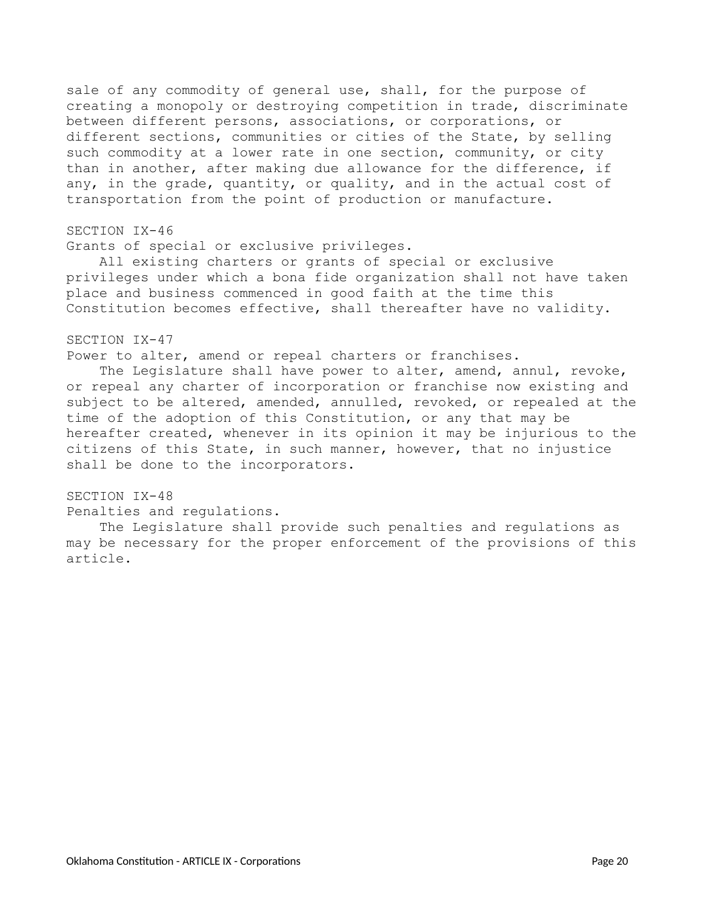sale of any commodity of general use, shall, for the purpose of creating a monopoly or destroying competition in trade, discriminate between different persons, associations, or corporations, or different sections, communities or cities of the State, by selling such commodity at a lower rate in one section, community, or city than in another, after making due allowance for the difference, if any, in the grade, quantity, or quality, and in the actual cost of transportation from the point of production or manufacture.

SECTION IX-46

Grants of special or exclusive privileges.

All existing charters or grants of special or exclusive privileges under which a bona fide organization shall not have taken place and business commenced in good faith at the time this Constitution becomes effective, shall thereafter have no validity.

SECTION IX-47

Power to alter, amend or repeal charters or franchises.

The Legislature shall have power to alter, amend, annul, revoke, or repeal any charter of incorporation or franchise now existing and subject to be altered, amended, annulled, revoked, or repealed at the time of the adoption of this Constitution, or any that may be hereafter created, whenever in its opinion it may be injurious to the citizens of this State, in such manner, however, that no injustice shall be done to the incorporators.

SECTION IX-48

Penalties and regulations.

The Legislature shall provide such penalties and regulations as may be necessary for the proper enforcement of the provisions of this article.